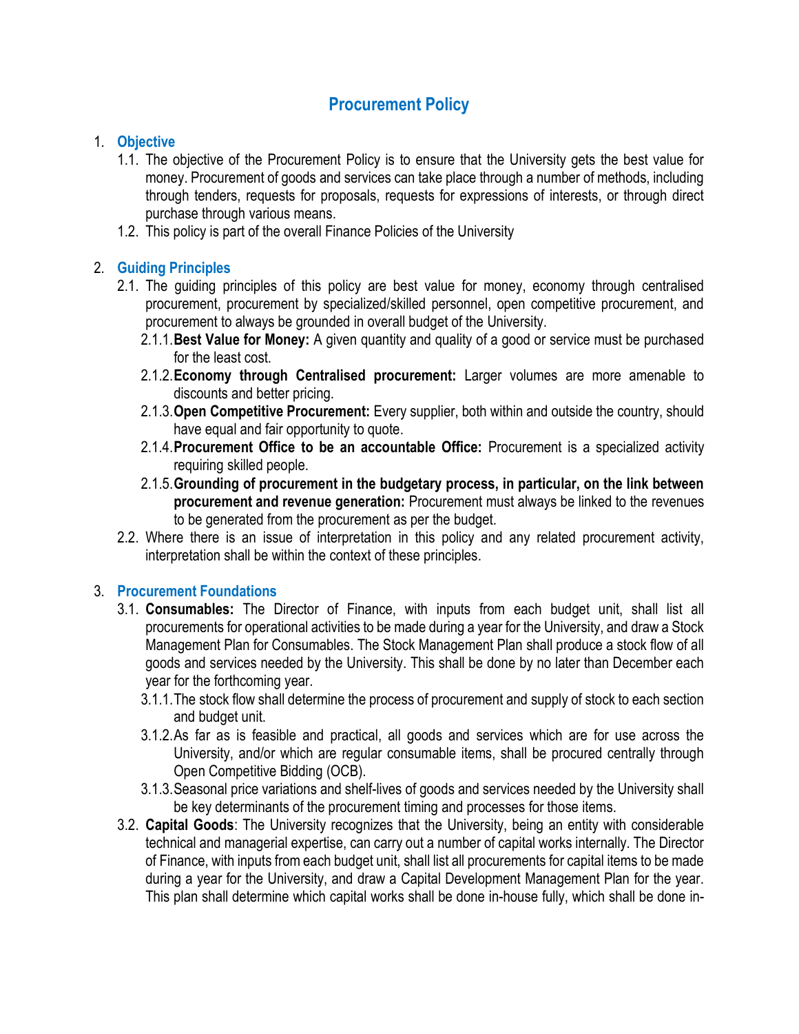# Procurement Policy

1. **Objective**
   1.1. The objective of the Procurement Policy is to ensure that the University gets the best value for money. Procurement of goods and services can take place through a number of methods, including through tenders, requests for proposals, requests for expressions of interests, or through direct purchase through various means.
   1.2. This policy is part of the overall Finance Policies of the University

2. **Guiding Principles**
   2.1. The guiding principles of this policy are best value for money, economy through centralised procurement, procurement by specialized/skilled personnel, open competitive procurement, and procurement to always be grounded in overall budget of the University.
      2.1.1. **Best Value for Money:** A given quantity and quality of a good or service must be purchased for the least cost.
      2.1.2. **Economy through Centralised procurement:** Larger volumes are more amenable to discounts and better pricing.
      2.1.3. **Open Competitive Procurement:** Every supplier, both within and outside the country, should have equal and fair opportunity to quote.
      2.1.4. **Procurement Office to be an accountable Office:** Procurement is a specialized activity requiring skilled people.
      2.1.5. **Grounding of procurement in the budgetary process, in particular, on the link between procurement and revenue generation:** Procurement must always be linked to the revenues to be generated from the procurement as per the budget.
   2.2. Where there is an issue of interpretation in this policy and any related procurement activity, interpretation shall be within the context of these principles.

3. **Procurement Foundations**
   3.1. **Consumables:** The Director of Finance, with inputs from each budget unit, shall list all procurements for operational activities to be made during a year for the University, and draw a Stock Management Plan for Consumables. The Stock Management Plan shall produce a stock flow of all goods and services needed by the University. This shall be done by no later than December each year for the forthcoming year.
      3.1.1. The stock flow shall determine the process of procurement and supply of stock to each section and budget unit.
      3.1.2. As far as is feasible and practical, all goods and services which are for use across the University, and/or which are regular consumable items, shall be procured centrally through Open Competitive Bidding (OCB).
      3.1.3. Seasonal price variations and shelf-lives of goods and services needed by the University shall be key determinants of the procurement timing and processes for those items.
   3.2. **Capital Goods**: The University recognizes that the University, being an entity with considerable technical and managerial expertise, can carry out a number of capital works internally. The Director of Finance, with inputs from each budget unit, shall list all procurements for capital items to be made during a year for the University, and draw a Capital Development Management Plan for the year. This plan shall determine which capital works shall be done in-house fully, which shall be done in-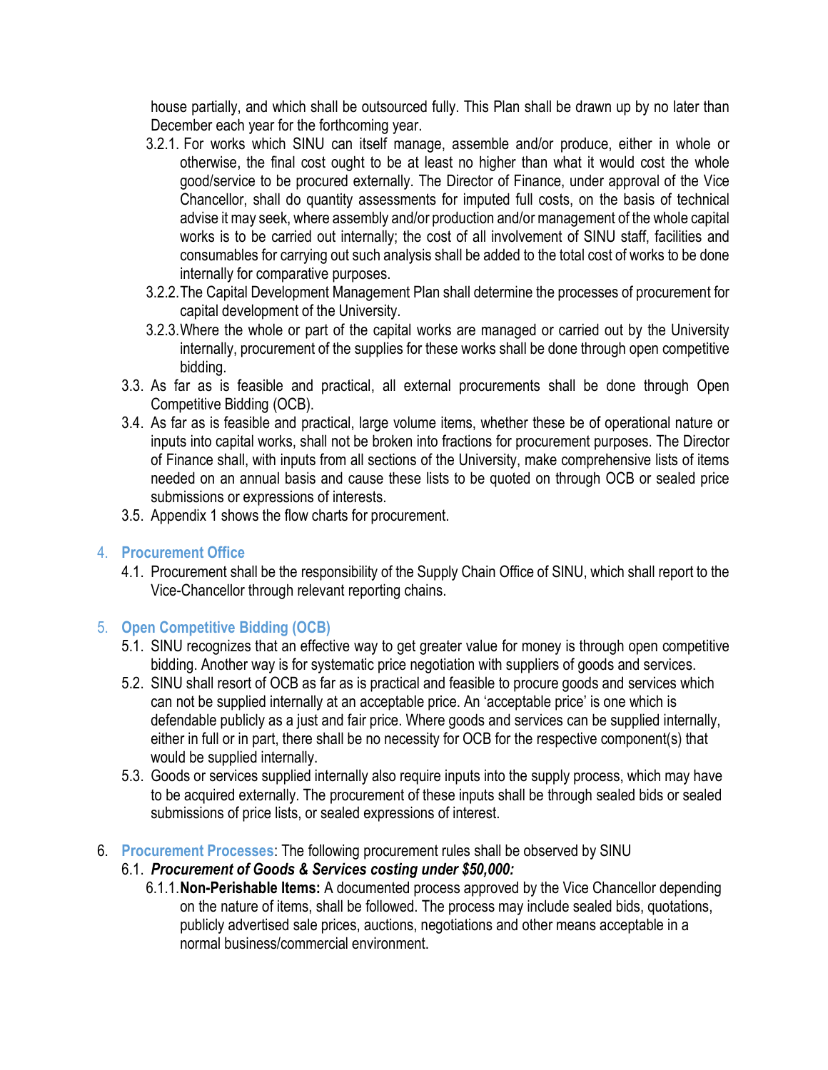house partially, and which shall be outsourced fully. This Plan shall be drawn up by no later than December each year for the forthcoming year.

- 3.2.1. For works which SINU can itself manage, assemble and/or produce, either in whole or otherwise, the final cost ought to be at least no higher than what it would cost the whole good/service to be procured externally. The Director of Finance, under approval of the Vice Chancellor, shall do quantity assessments for imputed full costs, on the basis of technical advise it may seek, where assembly and/or production and/or management of the whole capital works is to be carried out internally; the cost of all involvement of SINU staff, facilities and consumables for carrying out such analysis shall be added to the total cost of works to be done internally for comparative purposes.
- 3.2.2. The Capital Development Management Plan shall determine the processes of procurement for capital development of the University.
- 3.2.3. Where the whole or part of the capital works are managed or carried out by the University internally, procurement of the supplies for these works shall be done through open competitive bidding.

3.3. As far as is feasible and practical, all external procurements shall be done through Open Competitive Bidding (OCB).

3.4. As far as is feasible and practical, large volume items, whether these be of operational nature or inputs into capital works, shall not be broken into fractions for procurement purposes. The Director of Finance shall, with inputs from all sections of the University, make comprehensive lists of items needed on an annual basis and cause these lists to be quoted on through OCB or sealed price submissions or expressions of interests.

3.5. Appendix 1 shows the flow charts for procurement.

## 4. Procurement Office

4.1. Procurement shall be the responsibility of the Supply Chain Office of SINU, which shall report to the Vice-Chancellor through relevant reporting chains.

## 5. Open Competitive Bidding (OCB)

5.1. SINU recognizes that an effective way to get greater value for money is through open competitive bidding. Another way is for systematic price negotiation with suppliers of goods and services.

5.2. SINU shall resort of OCB as far as is practical and feasible to procure goods and services which can not be supplied internally at an acceptable price. An 'acceptable price' is one which is defendable publicly as a just and fair price. Where goods and services can be supplied internally, either in full or in part, there shall be no necessity for OCB for the respective component(s) that would be supplied internally.

5.3. Goods or services supplied internally also require inputs into the supply process, which may have to be acquired externally. The procurement of these inputs shall be through sealed bids or sealed submissions of price lists, or sealed expressions of interest.

## 6. Procurement Processes: The following procurement rules shall be observed by SINU

6.1. ***Procurement of Goods & Services costing under $50,000:***

- 6.1.1. **Non-Perishable Items:** A documented process approved by the Vice Chancellor depending on the nature of items, shall be followed. The process may include sealed bids, quotations, publicly advertised sale prices, auctions, negotiations and other means acceptable in a normal business/commercial environment.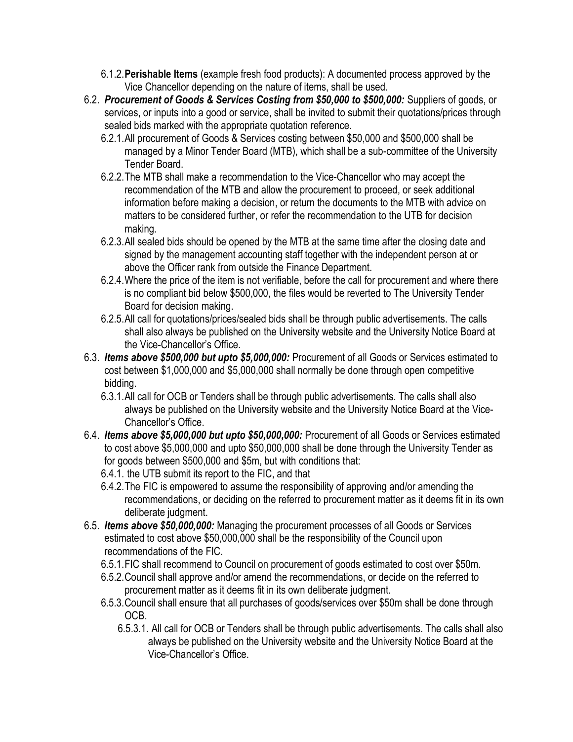- 6.1.2. **Perishable Items** (example fresh food products): A documented process approved by the Vice Chancellor depending on the nature of items, shall be used.

- 6.2. ***Procurement of Goods & Services Costing from $50,000 to $500,000:*** Suppliers of goods, or services, or inputs into a good or service, shall be invited to submit their quotations/prices through sealed bids marked with the appropriate quotation reference.
  - 6.2.1. All procurement of Goods & Services costing between $50,000 and $500,000 shall be managed by a Minor Tender Board (MTB), which shall be a sub-committee of the University Tender Board.
  - 6.2.2. The MTB shall make a recommendation to the Vice-Chancellor who may accept the recommendation of the MTB and allow the procurement to proceed, or seek additional information before making a decision, or return the documents to the MTB with advice on matters to be considered further, or refer the recommendation to the UTB for decision making.
  - 6.2.3. All sealed bids should be opened by the MTB at the same time after the closing date and signed by the management accounting staff together with the independent person at or above the Officer rank from outside the Finance Department.
  - 6.2.4. Where the price of the item is not verifiable, before the call for procurement and where there is no compliant bid below $500,000, the files would be reverted to The University Tender Board for decision making.
  - 6.2.5. All call for quotations/prices/sealed bids shall be through public advertisements. The calls shall also always be published on the University website and the University Notice Board at the Vice-Chancellor's Office.

- 6.3. ***Items above $500,000 but upto $5,000,000:*** Procurement of all Goods or Services estimated to cost between $1,000,000 and $5,000,000 shall normally be done through open competitive bidding.
  - 6.3.1. All call for OCB or Tenders shall be through public advertisements. The calls shall also always be published on the University website and the University Notice Board at the Vice-Chancellor's Office.

- 6.4. ***Items above $5,000,000 but upto $50,000,000:*** Procurement of all Goods or Services estimated to cost above $5,000,000 and upto $50,000,000 shall be done through the University Tender as for goods between $500,000 and $5m, but with conditions that:
  - 6.4.1. the UTB submit its report to the FIC, and that
  - 6.4.2. The FIC is empowered to assume the responsibility of approving and/or amending the recommendations, or deciding on the referred to procurement matter as it deems fit in its own deliberate judgment.

- 6.5. ***Items above $50,000,000:*** Managing the procurement processes of all Goods or Services estimated to cost above $50,000,000 shall be the responsibility of the Council upon recommendations of the FIC.
  - 6.5.1. FIC shall recommend to Council on procurement of goods estimated to cost over $50m.
  - 6.5.2. Council shall approve and/or amend the recommendations, or decide on the referred to procurement matter as it deems fit in its own deliberate judgment.
  - 6.5.3. Council shall ensure that all purchases of goods/services over $50m shall be done through OCB.
    - 6.5.3.1. All call for OCB or Tenders shall be through public advertisements. The calls shall also always be published on the University website and the University Notice Board at the Vice-Chancellor's Office.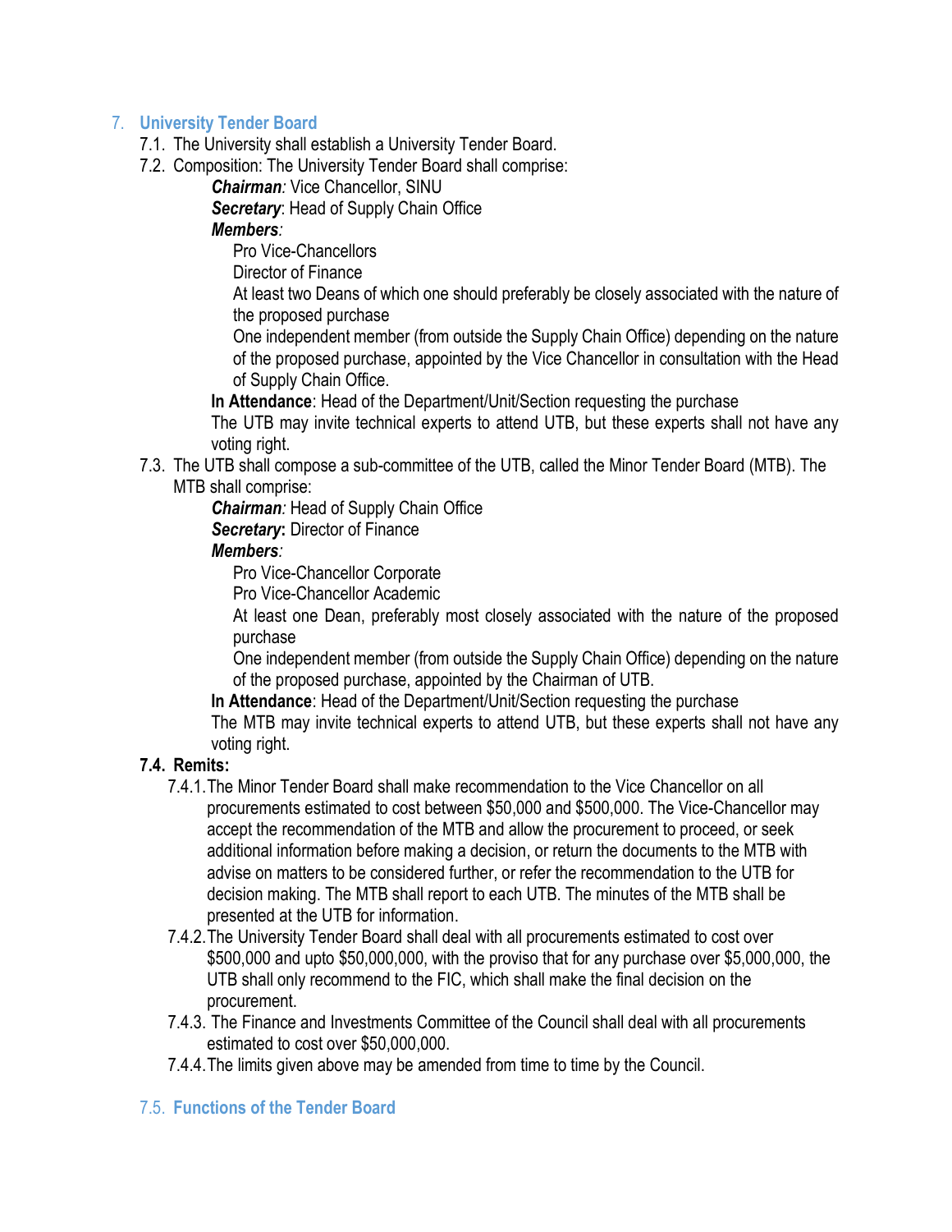## 7. University Tender Board

7.1. The University shall establish a University Tender Board.

7.2. Composition: The University Tender Board shall comprise:

***Chairman**:* Vice Chancellor, SINU
***Secretary***: Head of Supply Chain Office
***Members**:*

- Pro Vice-Chancellors
- Director of Finance
- At least two Deans of which one should preferably be closely associated with the nature of the proposed purchase
- One independent member (from outside the Supply Chain Office) depending on the nature of the proposed purchase, appointed by the Vice Chancellor in consultation with the Head of Supply Chain Office.

**In Attendance**: Head of the Department/Unit/Section requesting the purchase

The UTB may invite technical experts to attend UTB, but these experts shall not have any voting right.

7.3. The UTB shall compose a sub-committee of the UTB, called the Minor Tender Board (MTB). The MTB shall comprise:

***Chairman**:* Head of Supply Chain Office
***Secretary*:** Director of Finance
***Members**:*

- Pro Vice-Chancellor Corporate
- Pro Vice-Chancellor Academic
- At least one Dean, preferably most closely associated with the nature of the proposed purchase
- One independent member (from outside the Supply Chain Office) depending on the nature of the proposed purchase, appointed by the Chairman of UTB.

**In Attendance**: Head of the Department/Unit/Section requesting the purchase

The MTB may invite technical experts to attend UTB, but these experts shall not have any voting right.

**7.4. Remits:**

7.4.1. The Minor Tender Board shall make recommendation to the Vice Chancellor on all procurements estimated to cost between $50,000 and $500,000. The Vice-Chancellor may accept the recommendation of the MTB and allow the procurement to proceed, or seek additional information before making a decision, or return the documents to the MTB with advise on matters to be considered further, or refer the recommendation to the UTB for decision making. The MTB shall report to each UTB. The minutes of the MTB shall be presented at the UTB for information.

7.4.2. The University Tender Board shall deal with all procurements estimated to cost over $500,000 and upto $50,000,000, with the proviso that for any purchase over $5,000,000, the UTB shall only recommend to the FIC, which shall make the final decision on the procurement.

7.4.3. The Finance and Investments Committee of the Council shall deal with all procurements estimated to cost over $50,000,000.

7.4.4. The limits given above may be amended from time to time by the Council.

### 7.5. Functions of the Tender Board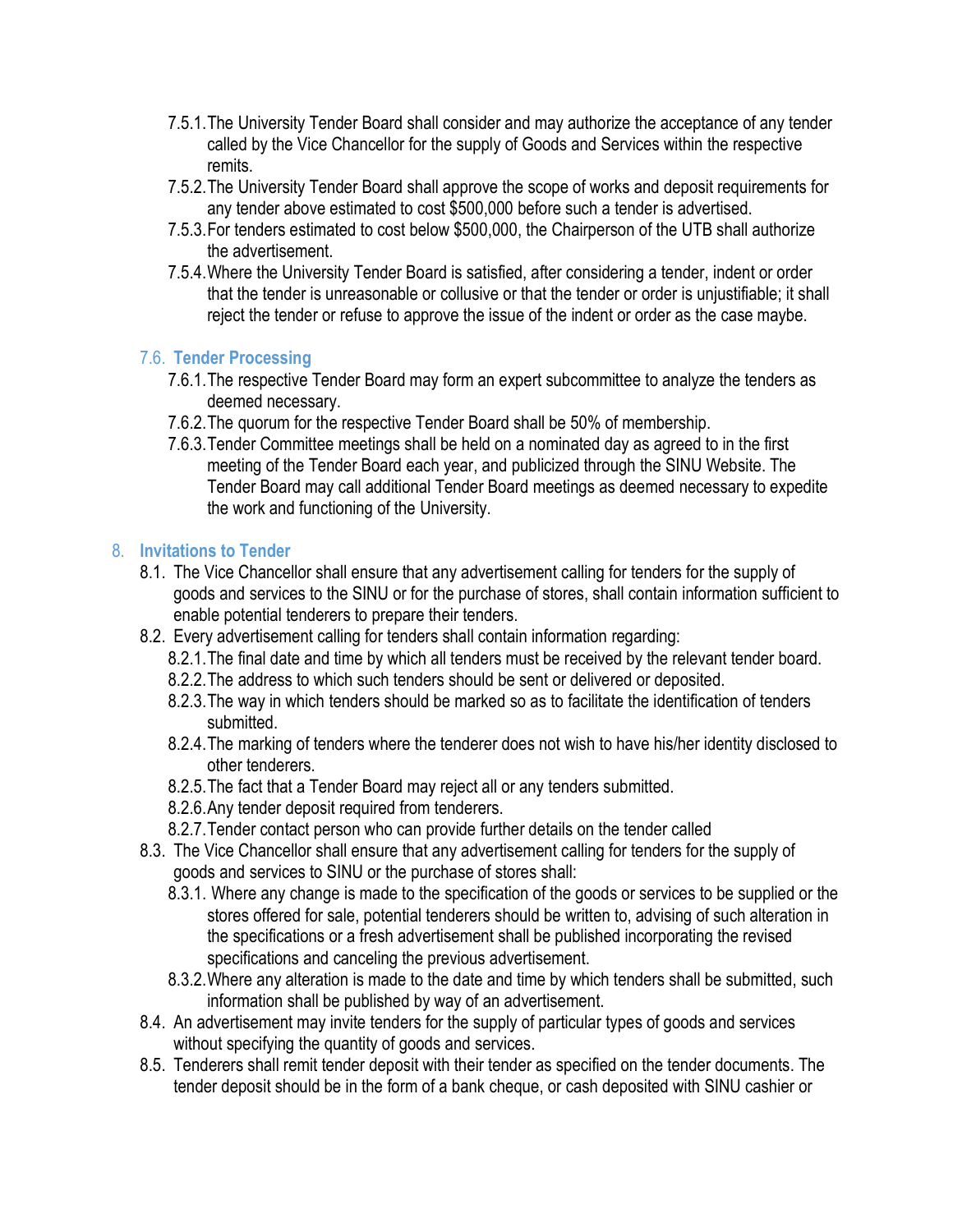7.5.1. The University Tender Board shall consider and may authorize the acceptance of any tender called by the Vice Chancellor for the supply of Goods and Services within the respective remits.

7.5.2. The University Tender Board shall approve the scope of works and deposit requirements for any tender above estimated to cost $500,000 before such a tender is advertised.

7.5.3. For tenders estimated to cost below $500,000, the Chairperson of the UTB shall authorize the advertisement.

7.5.4. Where the University Tender Board is satisfied, after considering a tender, indent or order that the tender is unreasonable or collusive or that the tender or order is unjustifiable; it shall reject the tender or refuse to approve the issue of the indent or order as the case maybe.

### 7.6. Tender Processing

7.6.1. The respective Tender Board may form an expert subcommittee to analyze the tenders as deemed necessary.

7.6.2. The quorum for the respective Tender Board shall be 50% of membership.

7.6.3. Tender Committee meetings shall be held on a nominated day as agreed to in the first meeting of the Tender Board each year, and publicized through the SINU Website. The Tender Board may call additional Tender Board meetings as deemed necessary to expedite the work and functioning of the University.

## 8. Invitations to Tender

8.1. The Vice Chancellor shall ensure that any advertisement calling for tenders for the supply of goods and services to the SINU or for the purchase of stores, shall contain information sufficient to enable potential tenderers to prepare their tenders.

8.2. Every advertisement calling for tenders shall contain information regarding:

8.2.1. The final date and time by which all tenders must be received by the relevant tender board.

8.2.2. The address to which such tenders should be sent or delivered or deposited.

8.2.3. The way in which tenders should be marked so as to facilitate the identification of tenders submitted.

8.2.4. The marking of tenders where the tenderer does not wish to have his/her identity disclosed to other tenderers.

8.2.5. The fact that a Tender Board may reject all or any tenders submitted.

8.2.6. Any tender deposit required from tenderers.

8.2.7. Tender contact person who can provide further details on the tender called

8.3. The Vice Chancellor shall ensure that any advertisement calling for tenders for the supply of goods and services to SINU or the purchase of stores shall:

8.3.1. Where any change is made to the specification of the goods or services to be supplied or the stores offered for sale, potential tenderers should be written to, advising of such alteration in the specifications or a fresh advertisement shall be published incorporating the revised specifications and canceling the previous advertisement.

8.3.2. Where any alteration is made to the date and time by which tenders shall be submitted, such information shall be published by way of an advertisement.

8.4. An advertisement may invite tenders for the supply of particular types of goods and services without specifying the quantity of goods and services.

8.5. Tenderers shall remit tender deposit with their tender as specified on the tender documents. The tender deposit should be in the form of a bank cheque, or cash deposited with SINU cashier or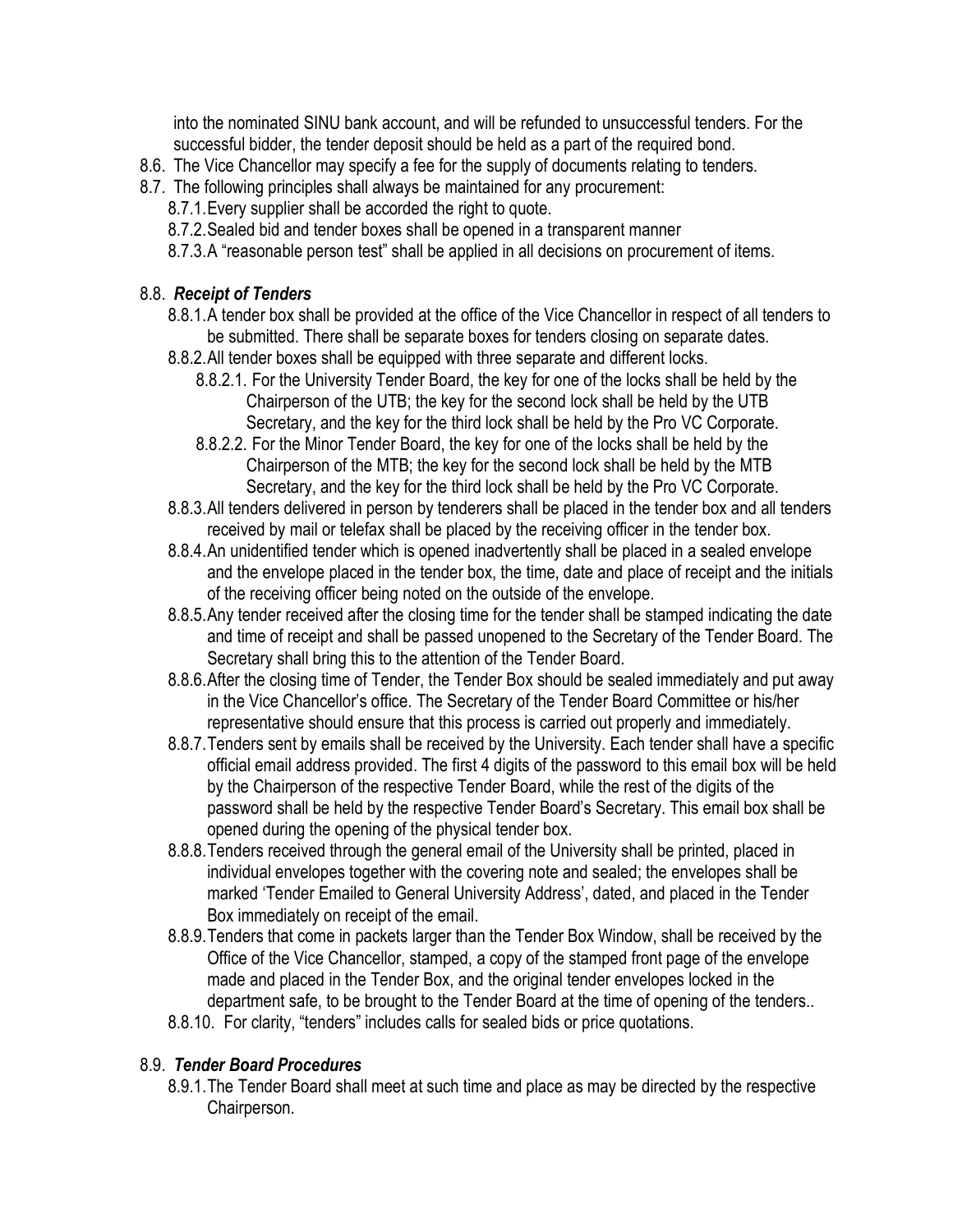into the nominated SINU bank account, and will be refunded to unsuccessful tenders. For the successful bidder, the tender deposit should be held as a part of the required bond.

8.6. The Vice Chancellor may specify a fee for the supply of documents relating to tenders.

8.7. The following principles shall always be maintained for any procurement:

- 8.7.1. Every supplier shall be accorded the right to quote.
- 8.7.2. Sealed bid and tender boxes shall be opened in a transparent manner
- 8.7.3. A "reasonable person test" shall be applied in all decisions on procurement of items.

### 8.8. ***Receipt of Tenders***

- 8.8.1. A tender box shall be provided at the office of the Vice Chancellor in respect of all tenders to be submitted. There shall be separate boxes for tenders closing on separate dates.
- 8.8.2. All tender boxes shall be equipped with three separate and different locks.
  - 8.8.2.1. For the University Tender Board, the key for one of the locks shall be held by the Chairperson of the UTB; the key for the second lock shall be held by the UTB Secretary, and the key for the third lock shall be held by the Pro VC Corporate.
  - 8.8.2.2. For the Minor Tender Board, the key for one of the locks shall be held by the Chairperson of the MTB; the key for the second lock shall be held by the MTB Secretary, and the key for the third lock shall be held by the Pro VC Corporate.
- 8.8.3. All tenders delivered in person by tenderers shall be placed in the tender box and all tenders received by mail or telefax shall be placed by the receiving officer in the tender box.
- 8.8.4. An unidentified tender which is opened inadvertently shall be placed in a sealed envelope and the envelope placed in the tender box, the time, date and place of receipt and the initials of the receiving officer being noted on the outside of the envelope.
- 8.8.5. Any tender received after the closing time for the tender shall be stamped indicating the date and time of receipt and shall be passed unopened to the Secretary of the Tender Board. The Secretary shall bring this to the attention of the Tender Board.
- 8.8.6. After the closing time of Tender, the Tender Box should be sealed immediately and put away in the Vice Chancellor's office. The Secretary of the Tender Board Committee or his/her representative should ensure that this process is carried out properly and immediately.
- 8.8.7. Tenders sent by emails shall be received by the University. Each tender shall have a specific official email address provided. The first 4 digits of the password to this email box will be held by the Chairperson of the respective Tender Board, while the rest of the digits of the password shall be held by the respective Tender Board's Secretary. This email box shall be opened during the opening of the physical tender box.
- 8.8.8. Tenders received through the general email of the University shall be printed, placed in individual envelopes together with the covering note and sealed; the envelopes shall be marked 'Tender Emailed to General University Address', dated, and placed in the Tender Box immediately on receipt of the email.
- 8.8.9. Tenders that come in packets larger than the Tender Box Window, shall be received by the Office of the Vice Chancellor, stamped, a copy of the stamped front page of the envelope made and placed in the Tender Box, and the original tender envelopes locked in the department safe, to be brought to the Tender Board at the time of opening of the tenders..
- 8.8.10. For clarity, "tenders" includes calls for sealed bids or price quotations.

### 8.9. ***Tender Board Procedures***

- 8.9.1. The Tender Board shall meet at such time and place as may be directed by the respective Chairperson.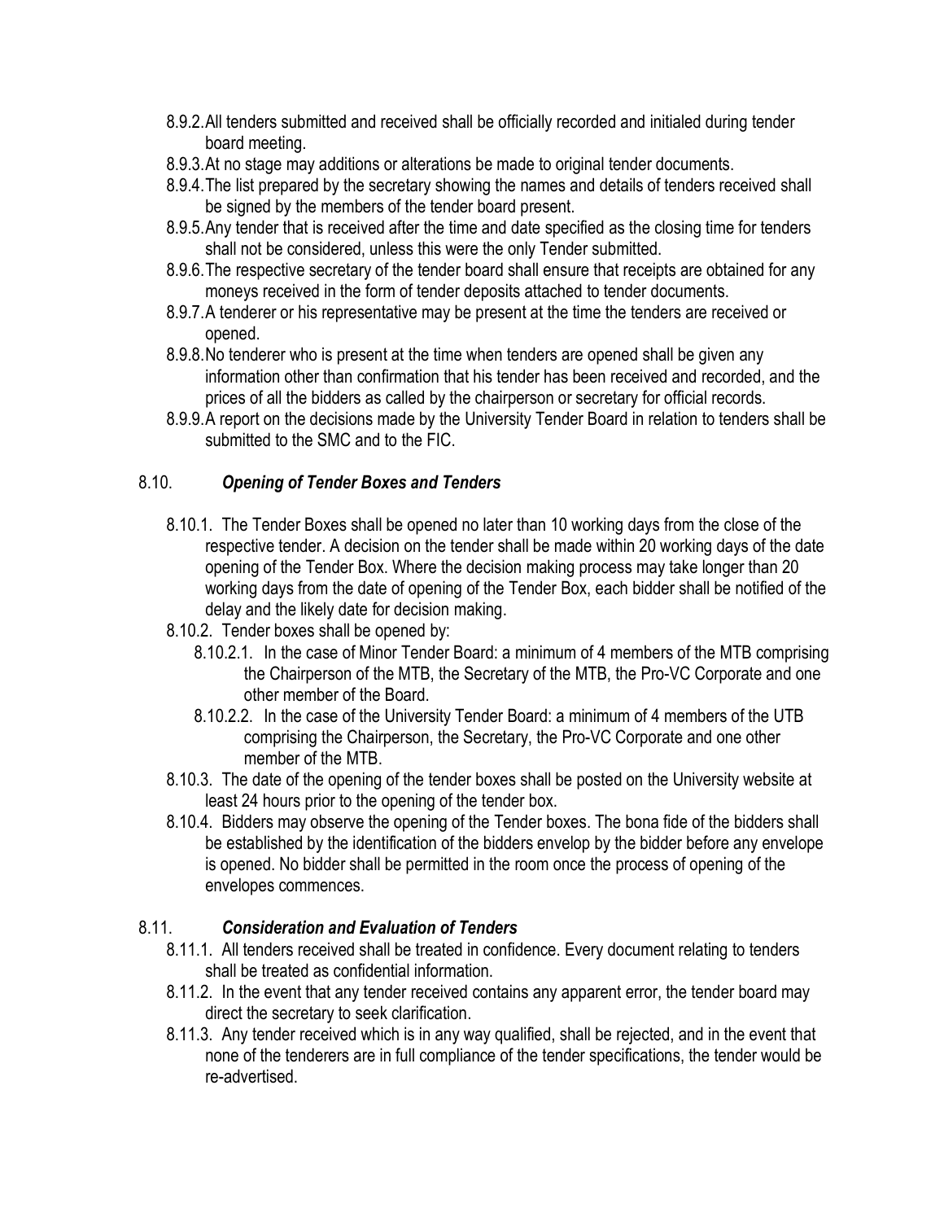- 8.9.2. All tenders submitted and received shall be officially recorded and initialed during tender board meeting.
- 8.9.3. At no stage may additions or alterations be made to original tender documents.
- 8.9.4. The list prepared by the secretary showing the names and details of tenders received shall be signed by the members of the tender board present.
- 8.9.5. Any tender that is received after the time and date specified as the closing time for tenders shall not be considered, unless this were the only Tender submitted.
- 8.9.6. The respective secretary of the tender board shall ensure that receipts are obtained for any moneys received in the form of tender deposits attached to tender documents.
- 8.9.7. A tenderer or his representative may be present at the time the tenders are received or opened.
- 8.9.8. No tenderer who is present at the time when tenders are opened shall be given any information other than confirmation that his tender has been received and recorded, and the prices of all the bidders as called by the chairperson or secretary for official records.
- 8.9.9. A report on the decisions made by the University Tender Board in relation to tenders shall be submitted to the SMC and to the FIC.

## 8.10. *Opening of Tender Boxes and Tenders*

- 8.10.1. The Tender Boxes shall be opened no later than 10 working days from the close of the respective tender. A decision on the tender shall be made within 20 working days of the date opening of the Tender Box. Where the decision making process may take longer than 20 working days from the date of opening of the Tender Box, each bidder shall be notified of the delay and the likely date for decision making.
- 8.10.2. Tender boxes shall be opened by:
  - 8.10.2.1. In the case of Minor Tender Board: a minimum of 4 members of the MTB comprising the Chairperson of the MTB, the Secretary of the MTB, the Pro-VC Corporate and one other member of the Board.
  - 8.10.2.2. In the case of the University Tender Board: a minimum of 4 members of the UTB comprising the Chairperson, the Secretary, the Pro-VC Corporate and one other member of the MTB.
- 8.10.3. The date of the opening of the tender boxes shall be posted on the University website at least 24 hours prior to the opening of the tender box.
- 8.10.4. Bidders may observe the opening of the Tender boxes. The bona fide of the bidders shall be established by the identification of the bidders envelop by the bidder before any envelope is opened. No bidder shall be permitted in the room once the process of opening of the envelopes commences.

## 8.11. *Consideration and Evaluation of Tenders*

- 8.11.1. All tenders received shall be treated in confidence. Every document relating to tenders shall be treated as confidential information.
- 8.11.2. In the event that any tender received contains any apparent error, the tender board may direct the secretary to seek clarification.
- 8.11.3. Any tender received which is in any way qualified, shall be rejected, and in the event that none of the tenderers are in full compliance of the tender specifications, the tender would be re-advertised.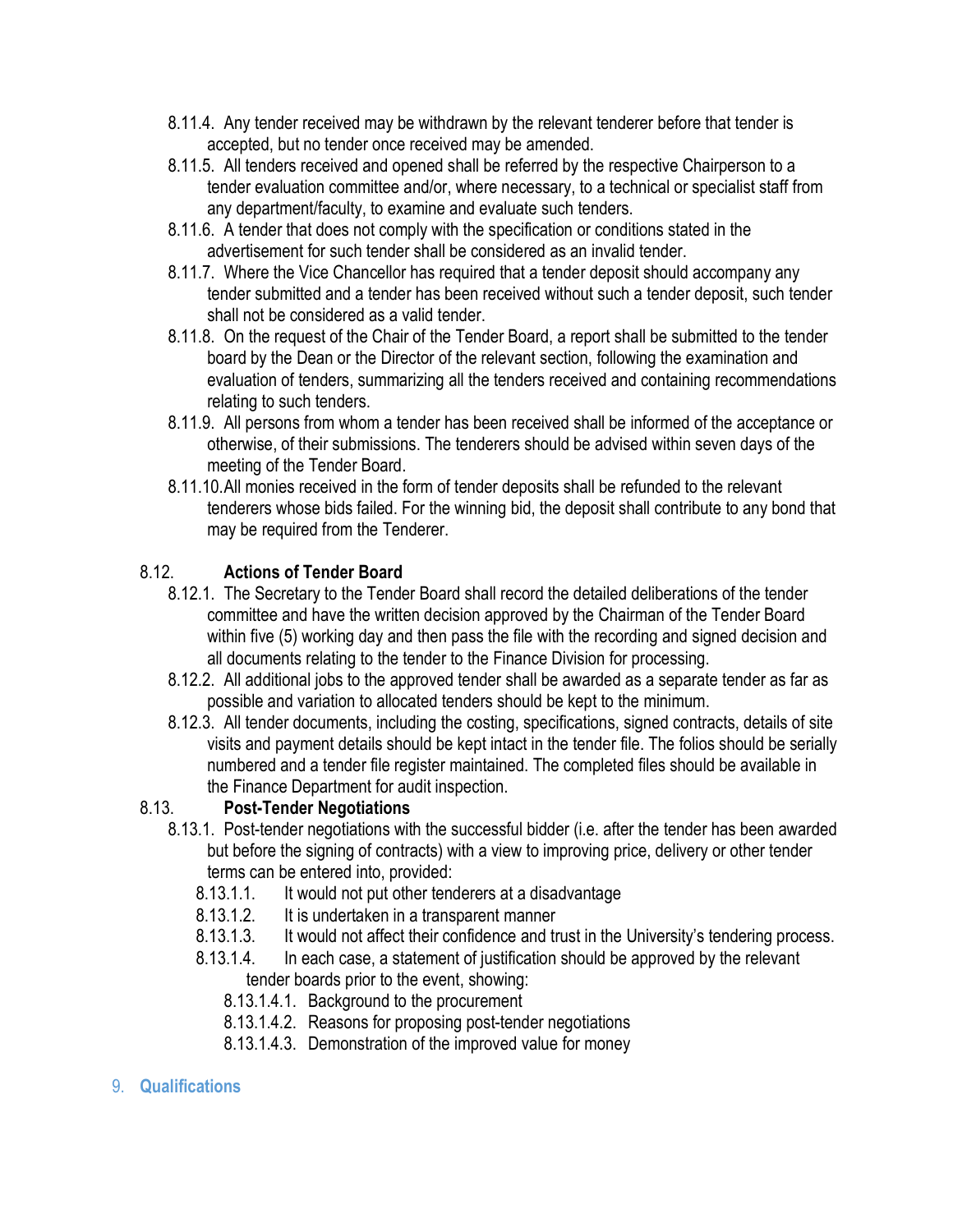8.11.4. Any tender received may be withdrawn by the relevant tenderer before that tender is accepted, but no tender once received may be amended.

8.11.5. All tenders received and opened shall be referred by the respective Chairperson to a tender evaluation committee and/or, where necessary, to a technical or specialist staff from any department/faculty, to examine and evaluate such tenders.

8.11.6. A tender that does not comply with the specification or conditions stated in the advertisement for such tender shall be considered as an invalid tender.

8.11.7. Where the Vice Chancellor has required that a tender deposit should accompany any tender submitted and a tender has been received without such a tender deposit, such tender shall not be considered as a valid tender.

8.11.8. On the request of the Chair of the Tender Board, a report shall be submitted to the tender board by the Dean or the Director of the relevant section, following the examination and evaluation of tenders, summarizing all the tenders received and containing recommendations relating to such tenders.

8.11.9. All persons from whom a tender has been received shall be informed of the acceptance or otherwise, of their submissions. The tenderers should be advised within seven days of the meeting of the Tender Board.

8.11.10. All monies received in the form of tender deposits shall be refunded to the relevant tenderers whose bids failed. For the winning bid, the deposit shall contribute to any bond that may be required from the Tenderer.

8.12. **Actions of Tender Board**

8.12.1. The Secretary to the Tender Board shall record the detailed deliberations of the tender committee and have the written decision approved by the Chairman of the Tender Board within five (5) working day and then pass the file with the recording and signed decision and all documents relating to the tender to the Finance Division for processing.

8.12.2. All additional jobs to the approved tender shall be awarded as a separate tender as far as possible and variation to allocated tenders should be kept to the minimum.

8.12.3. All tender documents, including the costing, specifications, signed contracts, details of site visits and payment details should be kept intact in the tender file. The folios should be serially numbered and a tender file register maintained. The completed files should be available in the Finance Department for audit inspection.

8.13. **Post-Tender Negotiations**

8.13.1. Post-tender negotiations with the successful bidder (i.e. after the tender has been awarded but before the signing of contracts) with a view to improving price, delivery or other tender terms can be entered into, provided:

8.13.1.1. It would not put other tenderers at a disadvantage

8.13.1.2. It is undertaken in a transparent manner

8.13.1.3. It would not affect their confidence and trust in the University's tendering process.

8.13.1.4. In each case, a statement of justification should be approved by the relevant tender boards prior to the event, showing:

8.13.1.4.1. Background to the procurement

8.13.1.4.2. Reasons for proposing post-tender negotiations

8.13.1.4.3. Demonstration of the improved value for money

## 9. Qualifications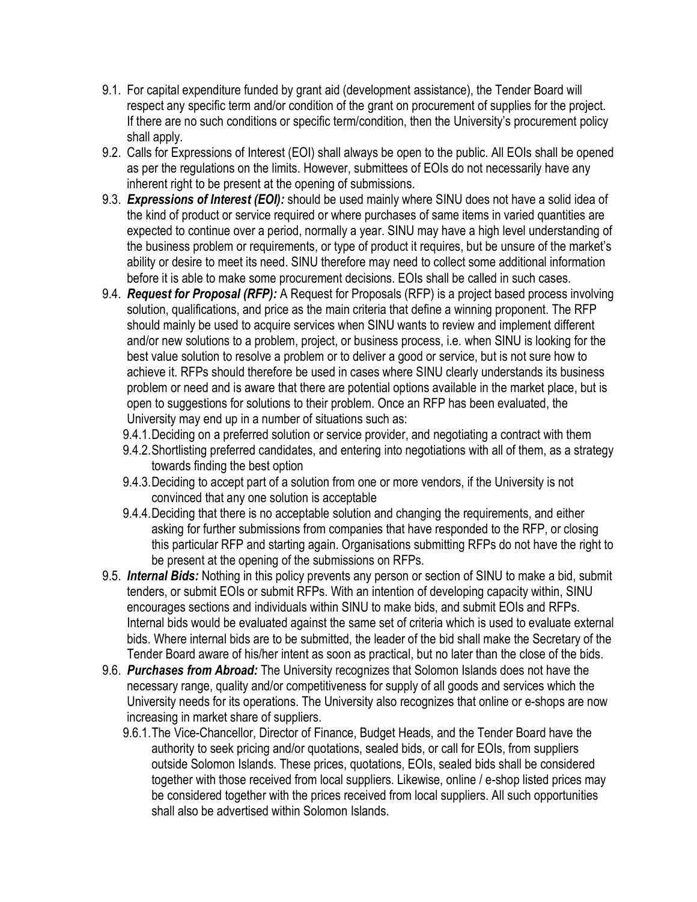9.1. For capital expenditure funded by grant aid (development assistance), the Tender Board will respect any specific term and/or condition of the grant on procurement of supplies for the project. If there are no such conditions or specific term/condition, then the University's procurement policy shall apply.

9.2. Calls for Expressions of Interest (EOI) shall always be open to the public. All EOIs shall be opened as per the regulations on the limits. However, submittees of EOIs do not necessarily have any inherent right to be present at the opening of submissions.

9.3. ***Expressions of Interest (EOI):*** should be used mainly where SINU does not have a solid idea of the kind of product or service required or where purchases of same items in varied quantities are expected to continue over a period, normally a year. SINU may have a high level understanding of the business problem or requirements, or type of product it requires, but be unsure of the market's ability or desire to meet its need. SINU therefore may need to collect some additional information before it is able to make some procurement decisions. EOIs shall be called in such cases.

9.4. ***Request for Proposal (RFP):*** A Request for Proposals (RFP) is a project based process involving solution, qualifications, and price as the main criteria that define a winning proponent. The RFP should mainly be used to acquire services when SINU wants to review and implement different and/or new solutions to a problem, project, or business process, i.e. when SINU is looking for the best value solution to resolve a problem or to deliver a good or service, but is not sure how to achieve it. RFPs should therefore be used in cases where SINU clearly understands its business problem or need and is aware that there are potential options available in the market place, but is open to suggestions for solutions to their problem. Once an RFP has been evaluated, the University may end up in a number of situations such as:

   9.4.1. Deciding on a preferred solution or service provider, and negotiating a contract with them

   9.4.2. Shortlisting preferred candidates, and entering into negotiations with all of them, as a strategy towards finding the best option

   9.4.3. Deciding to accept part of a solution from one or more vendors, if the University is not convinced that any one solution is acceptable

   9.4.4. Deciding that there is no acceptable solution and changing the requirements, and either asking for further submissions from companies that have responded to the RFP, or closing this particular RFP and starting again. Organisations submitting RFPs do not have the right to be present at the opening of the submissions on RFPs.

9.5. ***Internal Bids:*** Nothing in this policy prevents any person or section of SINU to make a bid, submit tenders, or submit EOIs or submit RFPs. With an intention of developing capacity within, SINU encourages sections and individuals within SINU to make bids, and submit EOIs and RFPs. Internal bids would be evaluated against the same set of criteria which is used to evaluate external bids. Where internal bids are to be submitted, the leader of the bid shall make the Secretary of the Tender Board aware of his/her intent as soon as practical, but no later than the close of the bids.

9.6. ***Purchases from Abroad:*** The University recognizes that Solomon Islands does not have the necessary range, quality and/or competitiveness for supply of all goods and services which the University needs for its operations. The University also recognizes that online or e-shops are now increasing in market share of suppliers.

   9.6.1. The Vice-Chancellor, Director of Finance, Budget Heads, and the Tender Board have the authority to seek pricing and/or quotations, sealed bids, or call for EOIs, from suppliers outside Solomon Islands. These prices, quotations, EOIs, sealed bids shall be considered together with those received from local suppliers. Likewise, online / e-shop listed prices may be considered together with the prices received from local suppliers. All such opportunities shall also be advertised within Solomon Islands.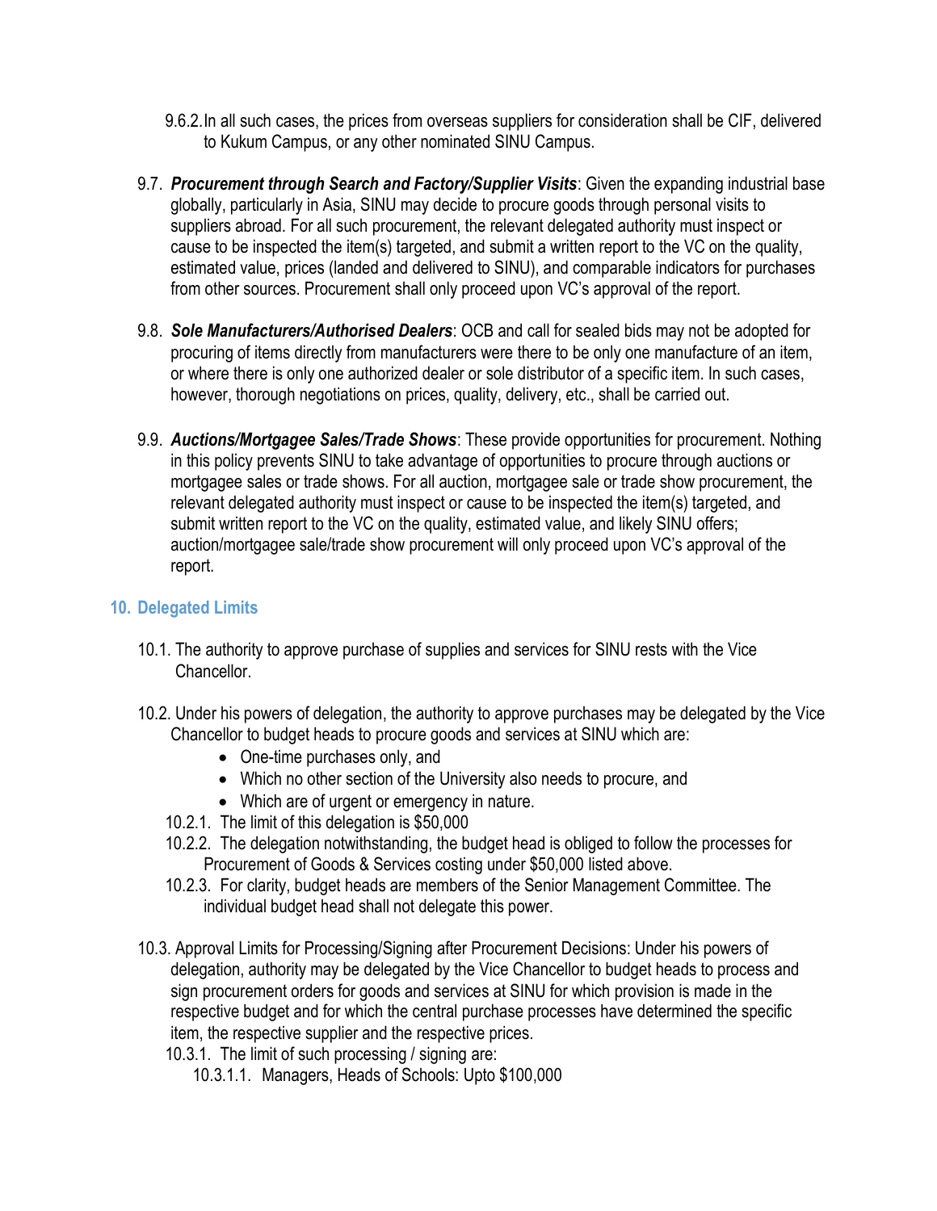9.6.2. In all such cases, the prices from overseas suppliers for consideration shall be CIF, delivered to Kukum Campus, or any other nominated SINU Campus.

9.7. ***Procurement through Search and Factory/Supplier Visits***: Given the expanding industrial base globally, particularly in Asia, SINU may decide to procure goods through personal visits to suppliers abroad. For all such procurement, the relevant delegated authority must inspect or cause to be inspected the item(s) targeted, and submit a written report to the VC on the quality, estimated value, prices (landed and delivered to SINU), and comparable indicators for purchases from other sources. Procurement shall only proceed upon VC's approval of the report.

9.8. ***Sole Manufacturers/Authorised Dealers***: OCB and call for sealed bids may not be adopted for procuring of items directly from manufacturers were there to be only one manufacture of an item, or where there is only one authorized dealer or sole distributor of a specific item. In such cases, however, thorough negotiations on prices, quality, delivery, etc., shall be carried out.

9.9. ***Auctions/Mortgagee Sales/Trade Shows***: These provide opportunities for procurement. Nothing in this policy prevents SINU to take advantage of opportunities to procure through auctions or mortgagee sales or trade shows. For all auction, mortgagee sale or trade show procurement, the relevant delegated authority must inspect or cause to be inspected the item(s) targeted, and submit written report to the VC on the quality, estimated value, and likely SINU offers; auction/mortgagee sale/trade show procurement will only proceed upon VC's approval of the report.

## 10. Delegated Limits

10.1. The authority to approve purchase of supplies and services for SINU rests with the Vice Chancellor.

10.2. Under his powers of delegation, the authority to approve purchases may be delegated by the Vice Chancellor to budget heads to procure goods and services at SINU which are:

- One-time purchases only, and
- Which no other section of the University also needs to procure, and
- Which are of urgent or emergency in nature.

10.2.1. The limit of this delegation is $50,000

10.2.2. The delegation notwithstanding, the budget head is obliged to follow the processes for Procurement of Goods & Services costing under $50,000 listed above.

10.2.3. For clarity, budget heads are members of the Senior Management Committee. The individual budget head shall not delegate this power.

10.3. Approval Limits for Processing/Signing after Procurement Decisions: Under his powers of delegation, authority may be delegated by the Vice Chancellor to budget heads to process and sign procurement orders for goods and services at SINU for which provision is made in the respective budget and for which the central purchase processes have determined the specific item, the respective supplier and the respective prices.

10.3.1. The limit of such processing / signing are:

10.3.1.1. Managers, Heads of Schools: Upto $100,000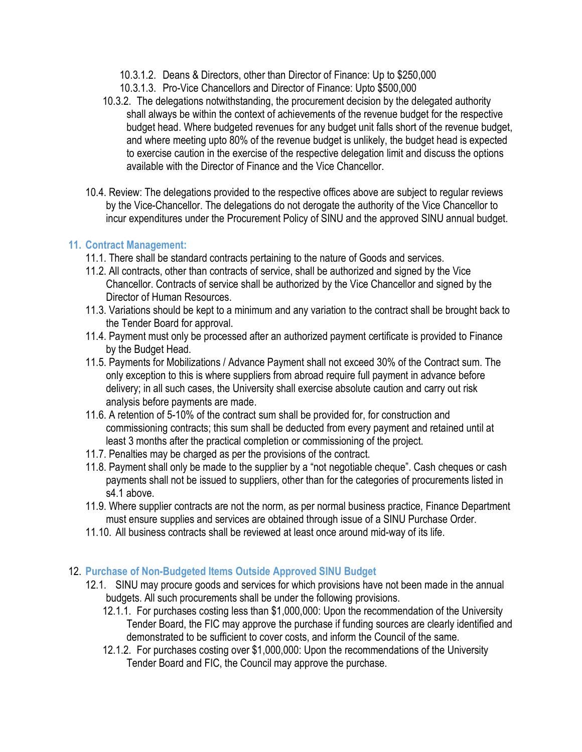10.3.1.2. Deans & Directors, other than Director of Finance: Up to $250,000

10.3.1.3. Pro-Vice Chancellors and Director of Finance: Upto $500,000

10.3.2. The delegations notwithstanding, the procurement decision by the delegated authority shall always be within the context of achievements of the revenue budget for the respective budget head. Where budgeted revenues for any budget unit falls short of the revenue budget, and where meeting upto 80% of the revenue budget is unlikely, the budget head is expected to exercise caution in the exercise of the respective delegation limit and discuss the options available with the Director of Finance and the Vice Chancellor.

10.4. Review: The delegations provided to the respective offices above are subject to regular reviews by the Vice-Chancellor. The delegations do not derogate the authority of the Vice Chancellor to incur expenditures under the Procurement Policy of SINU and the approved SINU annual budget.

## 11. Contract Management:

11.1. There shall be standard contracts pertaining to the nature of Goods and services.

11.2. All contracts, other than contracts of service, shall be authorized and signed by the Vice Chancellor. Contracts of service shall be authorized by the Vice Chancellor and signed by the Director of Human Resources.

11.3. Variations should be kept to a minimum and any variation to the contract shall be brought back to the Tender Board for approval.

11.4. Payment must only be processed after an authorized payment certificate is provided to Finance by the Budget Head.

11.5. Payments for Mobilizations / Advance Payment shall not exceed 30% of the Contract sum. The only exception to this is where suppliers from abroad require full payment in advance before delivery; in all such cases, the University shall exercise absolute caution and carry out risk analysis before payments are made.

11.6. A retention of 5-10% of the contract sum shall be provided for, for construction and commissioning contracts; this sum shall be deducted from every payment and retained until at least 3 months after the practical completion or commissioning of the project.

11.7. Penalties may be charged as per the provisions of the contract.

11.8. Payment shall only be made to the supplier by a "not negotiable cheque". Cash cheques or cash payments shall not be issued to suppliers, other than for the categories of procurements listed in s4.1 above.

11.9. Where supplier contracts are not the norm, as per normal business practice, Finance Department must ensure supplies and services are obtained through issue of a SINU Purchase Order.

11.10. All business contracts shall be reviewed at least once around mid-way of its life.

## 12. Purchase of Non-Budgeted Items Outside Approved SINU Budget

12.1. SINU may procure goods and services for which provisions have not been made in the annual budgets. All such procurements shall be under the following provisions.

12.1.1. For purchases costing less than $1,000,000: Upon the recommendation of the University Tender Board, the FIC may approve the purchase if funding sources are clearly identified and demonstrated to be sufficient to cover costs, and inform the Council of the same.

12.1.2. For purchases costing over $1,000,000: Upon the recommendations of the University Tender Board and FIC, the Council may approve the purchase.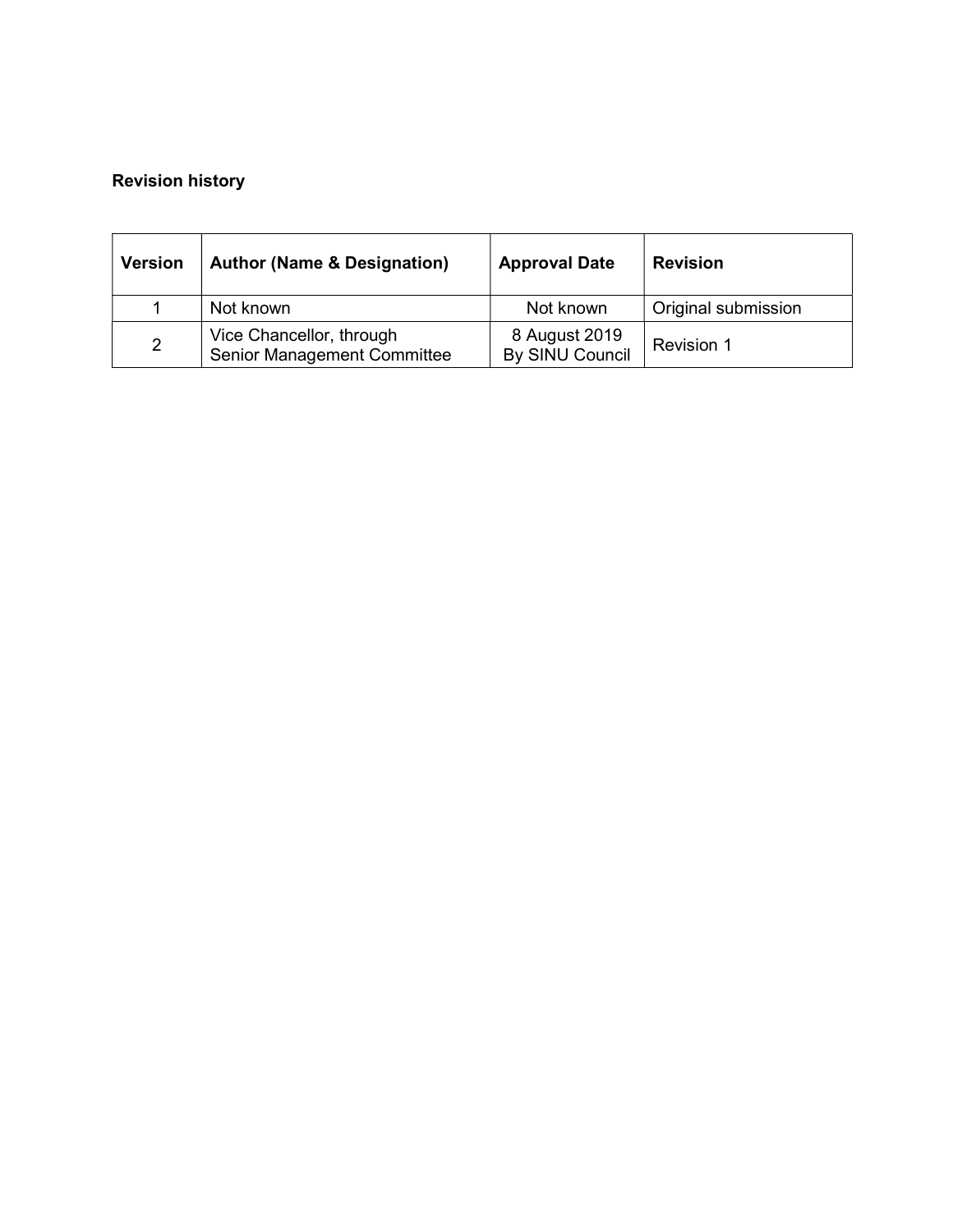**Revision history**

| Version | Author (Name & Designation) | Approval Date | Revision |
|---|---|---|---|
| 1 | Not known | Not known | Original submission |
| 2 | Vice Chancellor, through Senior Management Committee | 8 August 2019 By SINU Council | Revision 1 |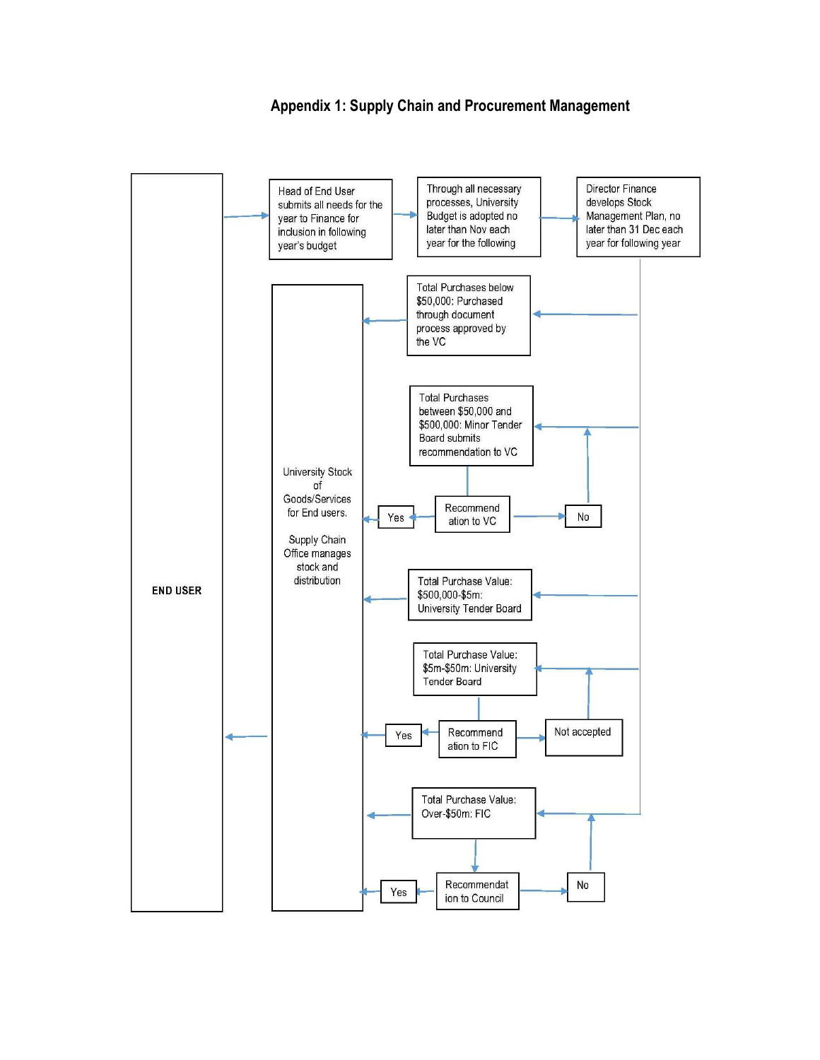# Appendix 1: Supply Chain and Procurement Management

END USER

Head of End User submits all needs for the year to Finance for inclusion in following year's budget

Through all necessary processes, University Budget is adopted no later than Nov each year for the following

Director Finance develops Stock Management Plan, no later than 31 Dec each year for following year

University Stock of Goods/Services for End users.

Supply Chain Office manages stock and distribution

Total Purchases below $50,000: Purchased through document process approved by the VC

Total Purchases between $50,000 and $500,000: Minor Tender Board submits recommendation to VC

Recommendation to VC

Yes

No

Total Purchase Value: $500,000-$5m: University Tender Board

Total Purchase Value: $5m-$50m: University Tender Board

Recommendation to FIC

Yes

Not accepted

Total Purchase Value: Over-$50m: FIC

Recommendation to Council

Yes

No